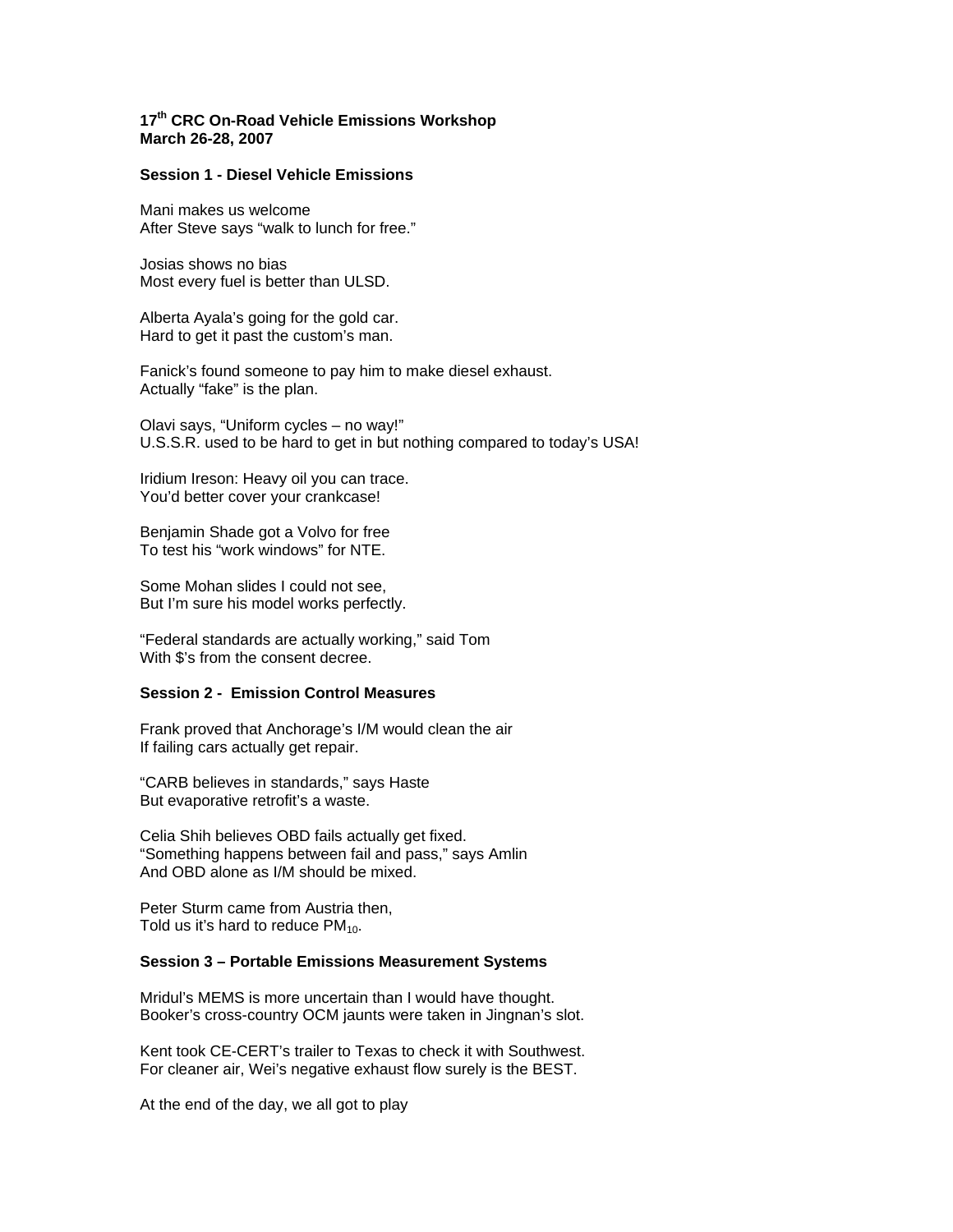**17th CRC On-Road Vehicle Emissions Workshop**
**March 26-28, 2007**

**Session 1 - Diesel Vehicle Emissions**

Mani makes us welcome
After Steve says "walk to lunch for free."

Josias shows no bias
Most every fuel is better than ULSD.

Alberta Ayala's going for the gold car.
Hard to get it past the custom's man.

Fanick's found someone to pay him to make diesel exhaust.
Actually "fake" is the plan.

Olavi says, "Uniform cycles – no way!"
U.S.S.R. used to be hard to get in but nothing compared to today's USA!

Iridium Ireson: Heavy oil you can trace.
You'd better cover your crankcase!

Benjamin Shade got a Volvo for free
To test his "work windows" for NTE.

Some Mohan slides I could not see,
But I'm sure his model works perfectly.

"Federal standards are actually working," said Tom
With $'s from the consent decree.

**Session 2 - Emission Control Measures**

Frank proved that Anchorage's I/M would clean the air
If failing cars actually get repair.

"CARB believes in standards," says Haste
But evaporative retrofit's a waste.

Celia Shih believes OBD fails actually get fixed.
"Something happens between fail and pass," says Amlin
And OBD alone as I/M should be mixed.

Peter Sturm came from Austria then,
Told us it's hard to reduce $PM_{10}$.

**Session 3 – Portable Emissions Measurement Systems**

Mridul's MEMS is more uncertain than I would have thought.
Booker's cross-country OCM jaunts were taken in Jingnan's slot.

Kent took CE-CERT's trailer to Texas to check it with Southwest.
For cleaner air, Wei's negative exhaust flow surely is the BEST.

At the end of the day, we all got to play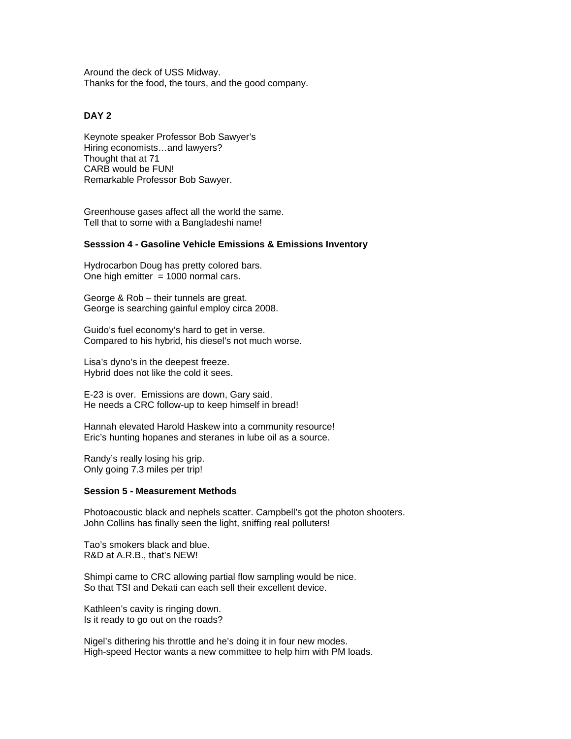Around the deck of USS Midway.
Thanks for the food, the tours, and the good company.

**DAY 2**

Keynote speaker Professor Bob Sawyer's
Hiring economists…and lawyers?
Thought that at 71
CARB would be FUN!
Remarkable Professor Bob Sawyer.

Greenhouse gases affect all the world the same.
Tell that to some with a Bangladeshi name!

**Sesssion 4 - Gasoline Vehicle Emissions & Emissions Inventory**

Hydrocarbon Doug has pretty colored bars.
One high emitter = 1000 normal cars.

George & Rob – their tunnels are great.
George is searching gainful employ circa 2008.

Guido's fuel economy's hard to get in verse.
Compared to his hybrid, his diesel's not much worse.

Lisa's dyno's in the deepest freeze.
Hybrid does not like the cold it sees.

E-23 is over. Emissions are down, Gary said.
He needs a CRC follow-up to keep himself in bread!

Hannah elevated Harold Haskew into a community resource!
Eric's hunting hopanes and steranes in lube oil as a source.

Randy's really losing his grip.
Only going 7.3 miles per trip!

**Session 5 - Measurement Methods**

Photoacoustic black and nephels scatter. Campbell's got the photon shooters.
John Collins has finally seen the light, sniffing real polluters!

Tao's smokers black and blue.
R&D at A.R.B., that's NEW!

Shimpi came to CRC allowing partial flow sampling would be nice.
So that TSI and Dekati can each sell their excellent device.

Kathleen's cavity is ringing down.
Is it ready to go out on the roads?

Nigel's dithering his throttle and he's doing it in four new modes.
High-speed Hector wants a new committee to help him with PM loads.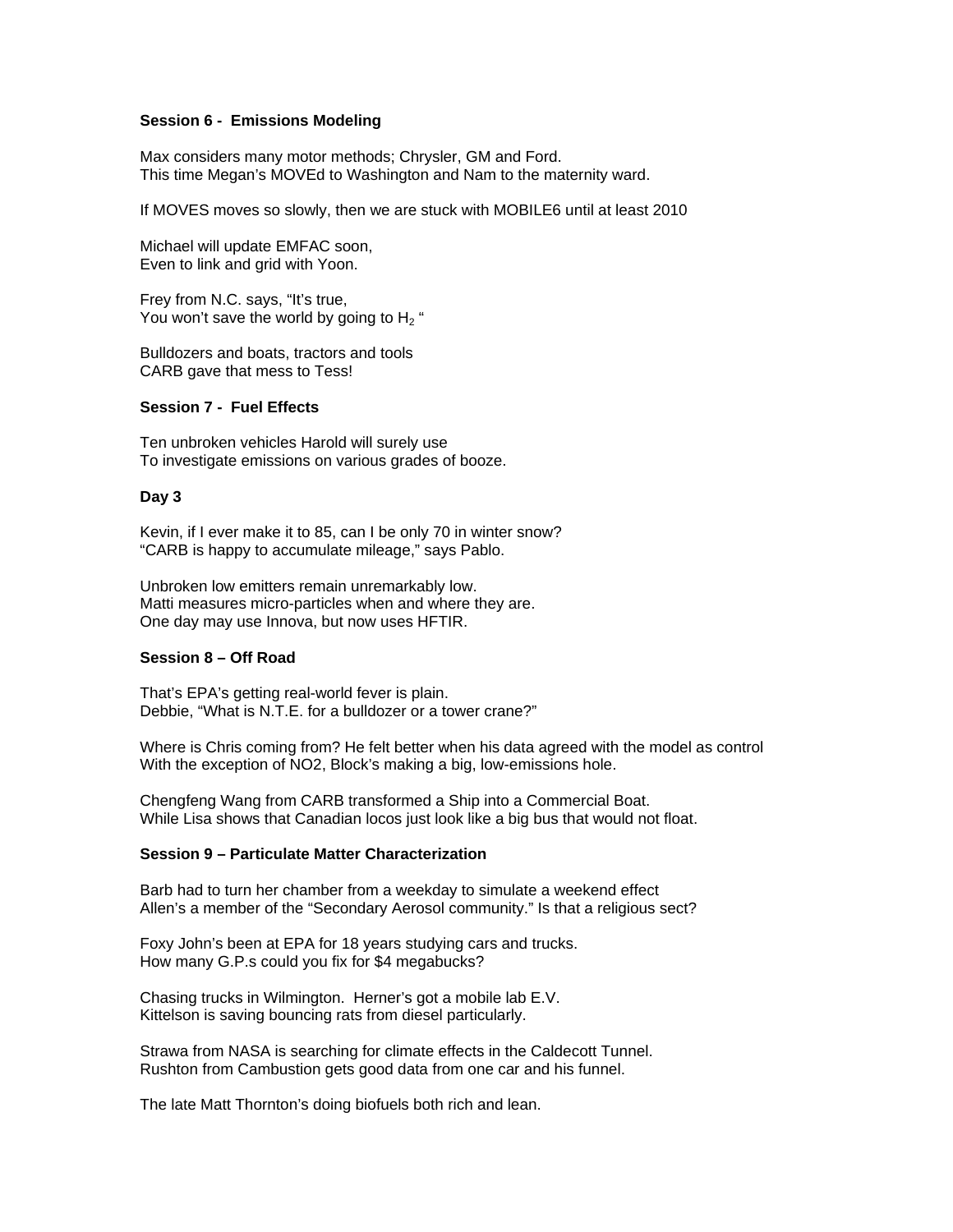**Session 6 - Emissions Modeling**

Max considers many motor methods; Chrysler, GM and Ford.
This time Megan's MOVEd to Washington and Nam to the maternity ward.

If MOVES moves so slowly, then we are stuck with MOBILE6 until at least 2010

Michael will update EMFAC soon,
Even to link and grid with Yoon.

Frey from N.C. says, "It's true,
You won't save the world by going to $H_2$ "

Bulldozers and boats, tractors and tools
CARB gave that mess to Tess!

**Session 7 - Fuel Effects**

Ten unbroken vehicles Harold will surely use
To investigate emissions on various grades of booze.

**Day 3**

Kevin, if I ever make it to 85, can I be only 70 in winter snow?
"CARB is happy to accumulate mileage," says Pablo.

Unbroken low emitters remain unremarkably low.
Matti measures micro-particles when and where they are.
One day may use Innova, but now uses HFTIR.

**Session 8 – Off Road**

That's EPA's getting real-world fever is plain.
Debbie, "What is N.T.E. for a bulldozer or a tower crane?"

Where is Chris coming from? He felt better when his data agreed with the model as control
With the exception of NO2, Block's making a big, low-emissions hole.

Chengfeng Wang from CARB transformed a Ship into a Commercial Boat.
While Lisa shows that Canadian locos just look like a big bus that would not float.

**Session 9 – Particulate Matter Characterization**

Barb had to turn her chamber from a weekday to simulate a weekend effect
Allen's a member of the "Secondary Aerosol community." Is that a religious sect?

Foxy John's been at EPA for 18 years studying cars and trucks.
How many G.P.s could you fix for $4 megabucks?

Chasing trucks in Wilmington. Herner's got a mobile lab E.V.
Kittelson is saving bouncing rats from diesel particularly.

Strawa from NASA is searching for climate effects in the Caldecott Tunnel.
Rushton from Cambustion gets good data from one car and his funnel.

The late Matt Thornton's doing biofuels both rich and lean.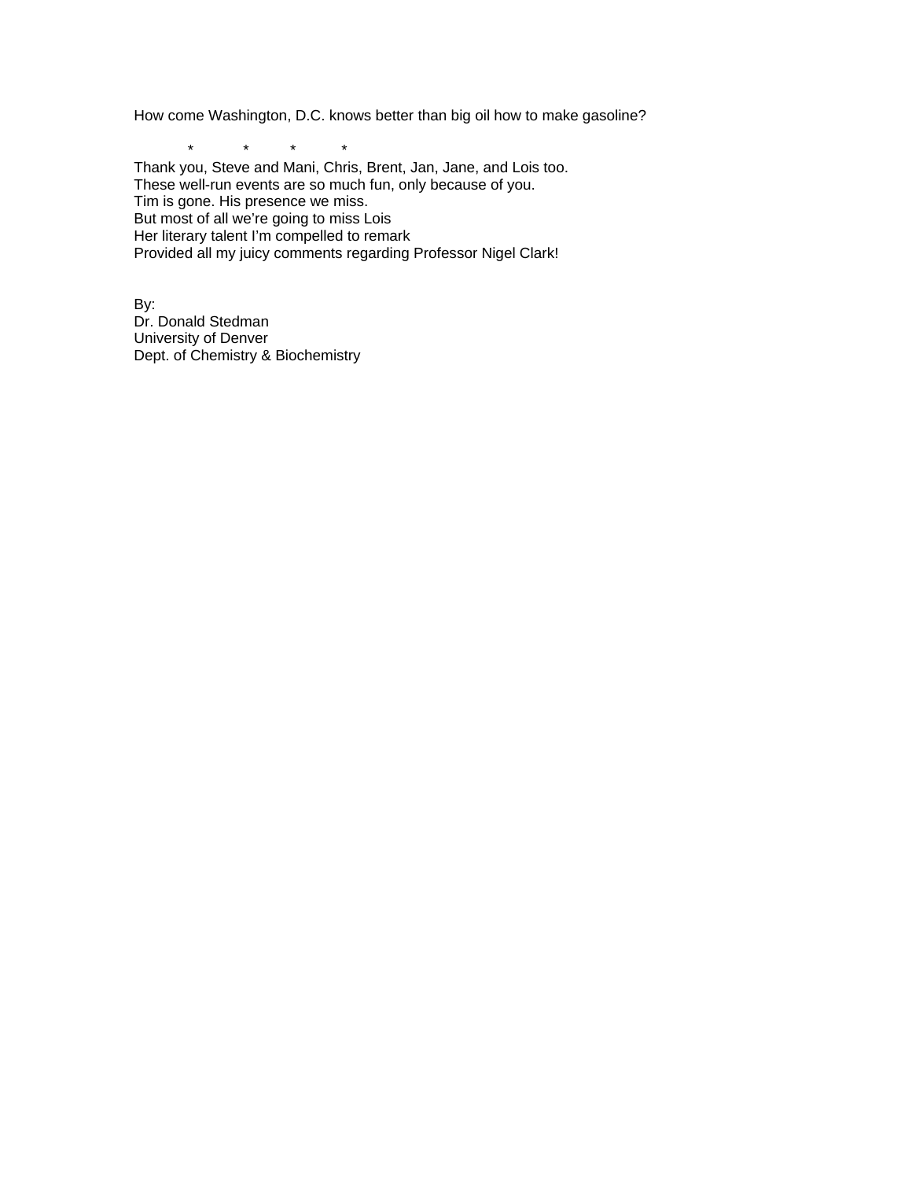How come Washington, D.C. knows better than big oil how to make gasoline?

\*           \*          \*          \*

Thank you, Steve and Mani, Chris, Brent, Jan, Jane, and Lois too.  
These well-run events are so much fun, only because of you.  
Tim is gone. His presence we miss.  
But most of all we're going to miss Lois  
Her literary talent I'm compelled to remark  
Provided all my juicy comments regarding Professor Nigel Clark!

By:  
Dr. Donald Stedman  
University of Denver  
Dept. of Chemistry & Biochemistry